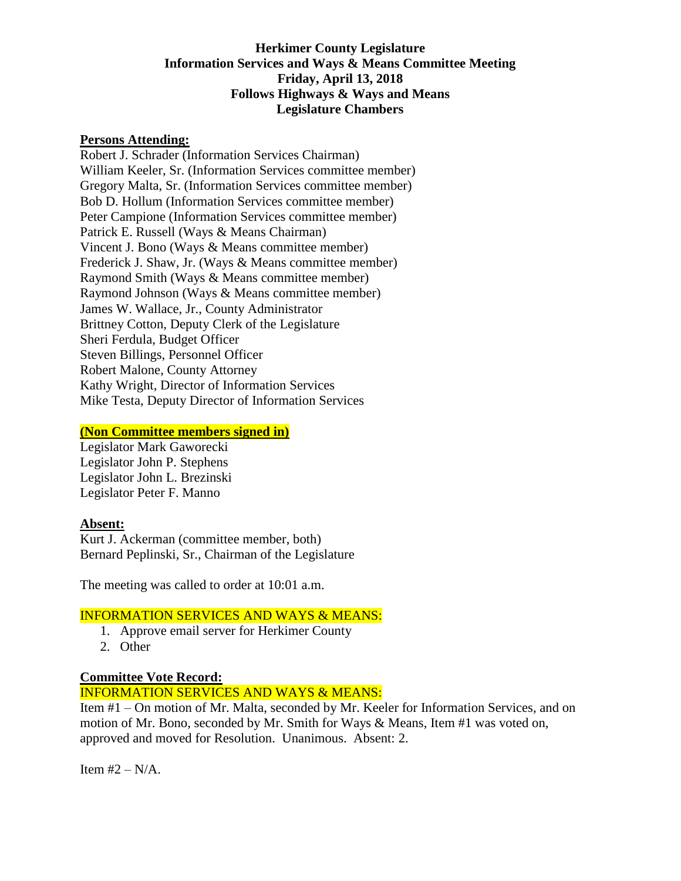# Herkimer County Legislature
## Information Services and Ways & Means Committee Meeting
### Friday, April 13, 2018
### Follows Highways & Ways and Means
### Legislature Chambers

**Persons Attending:**

Robert J. Schrader (Information Services Chairman)
William Keeler, Sr. (Information Services committee member)
Gregory Malta, Sr. (Information Services committee member)
Bob D. Hollum (Information Services committee member)
Peter Campione (Information Services committee member)
Patrick E. Russell (Ways & Means Chairman)
Vincent J. Bono (Ways & Means committee member)
Frederick J. Shaw, Jr. (Ways & Means committee member)
Raymond Smith (Ways & Means committee member)
Raymond Johnson (Ways & Means committee member)
James W. Wallace, Jr., County Administrator
Brittney Cotton, Deputy Clerk of the Legislature
Sheri Ferdula, Budget Officer
Steven Billings, Personnel Officer
Robert Malone, County Attorney
Kathy Wright, Director of Information Services
Mike Testa, Deputy Director of Information Services

**(Non Committee members signed in)**

Legislator Mark Gaworecki
Legislator John P. Stephens
Legislator John L. Brezinski
Legislator Peter F. Manno

**Absent:**

Kurt J. Ackerman (committee member, both)
Bernard Peplinski, Sr., Chairman of the Legislature

The meeting was called to order at 10:01 a.m.

INFORMATION SERVICES AND WAYS & MEANS:

1. Approve email server for Herkimer County
2. Other

**Committee Vote Record:**

INFORMATION SERVICES AND WAYS & MEANS:

Item #1 – On motion of Mr. Malta, seconded by Mr. Keeler for Information Services, and on motion of Mr. Bono, seconded by Mr. Smith for Ways & Means, Item #1 was voted on, approved and moved for Resolution. Unanimous. Absent: 2.

Item #2 – N/A.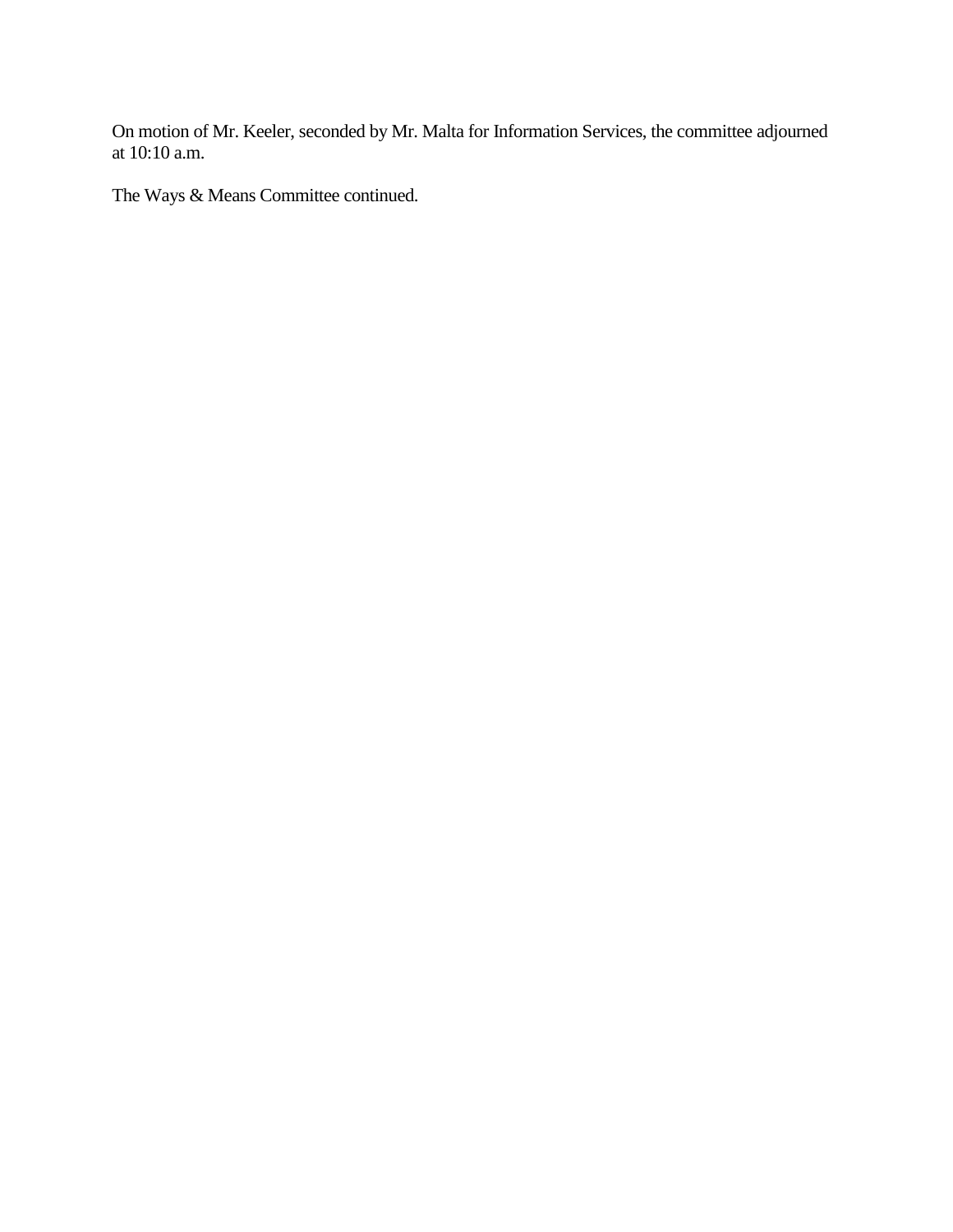On motion of Mr. Keeler, seconded by Mr. Malta for Information Services, the committee adjourned at 10:10 a.m.

The Ways & Means Committee continued.